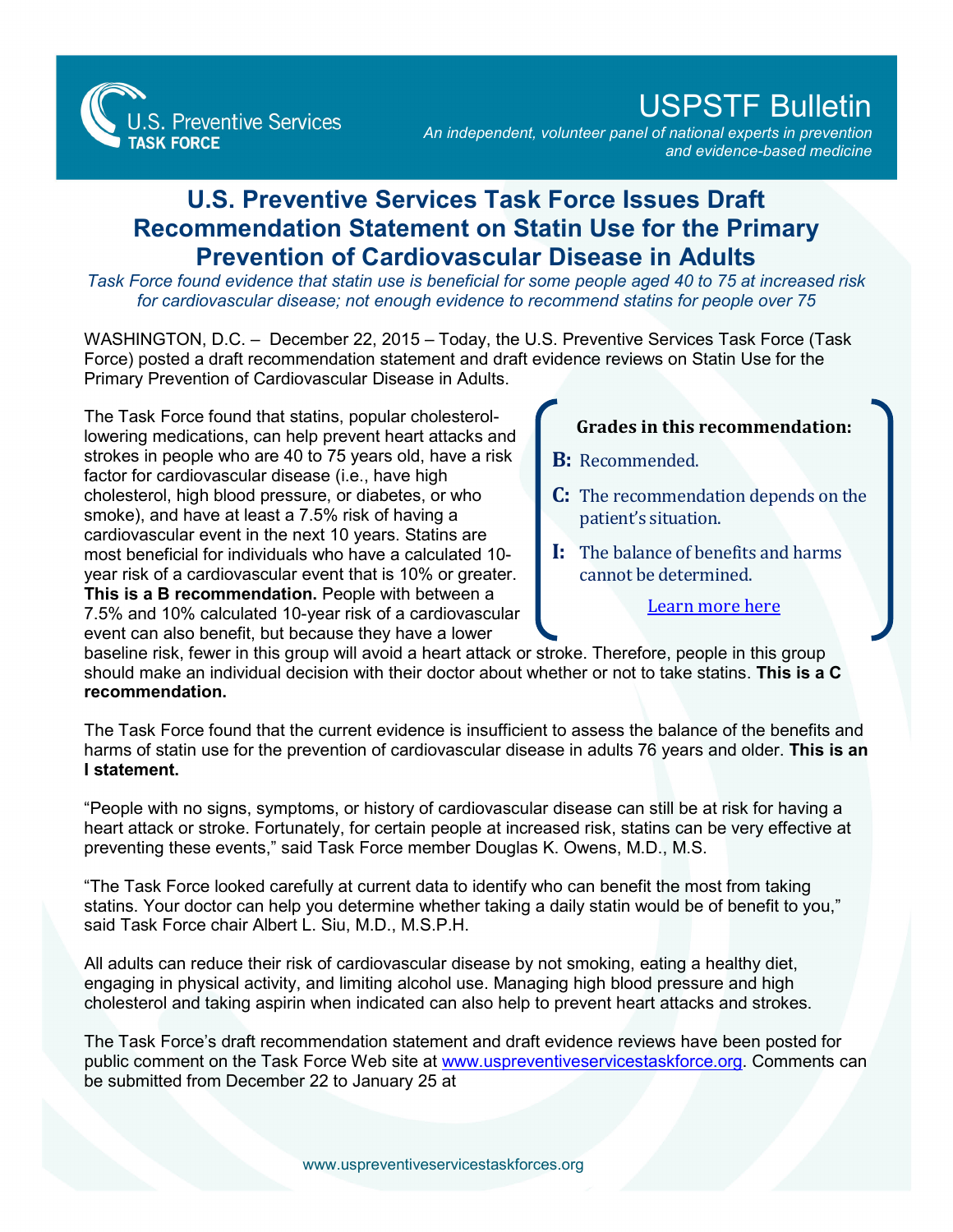U.S. Preventive Services TASK FORCE

# USPSTF Bulletin

*An independent, volunteer panel of national experts in prevention and evidence-based medicine*

## U.S. Preventive Services Task Force Issues Draft Recommendation Statement on Statin Use for the Primary Prevention of Cardiovascular Disease in Adults

*Task Force found evidence that statin use is beneficial for some people aged 40 to 75 at increased risk for cardiovascular disease; not enough evidence to recommend statins for people over 75*

WASHINGTON, D.C. – December 22, 2015 – Today, the U.S. Preventive Services Task Force (Task Force) posted a draft recommendation statement and draft evidence reviews on Statin Use for the Primary Prevention of Cardiovascular Disease in Adults.

**Grades in this recommendation:**

- **B:** Recommended.
- **C:** The recommendation depends on the patient's situation.
- **I:** The balance of benefits and harms cannot be determined.

[Learn more here]

The Task Force found that statins, popular cholesterol-lowering medications, can help prevent heart attacks and strokes in people who are 40 to 75 years old, have a risk factor for cardiovascular disease (i.e., have high cholesterol, high blood pressure, or diabetes, or who smoke), and have at least a 7.5% risk of having a cardiovascular event in the next 10 years. Statins are most beneficial for individuals who have a calculated 10-year risk of a cardiovascular event that is 10% or greater. **This is a B recommendation.** People with between a 7.5% and 10% calculated 10-year risk of a cardiovascular event can also benefit, but because they have a lower baseline risk, fewer in this group will avoid a heart attack or stroke. Therefore, people in this group should make an individual decision with their doctor about whether or not to take statins. **This is a C recommendation.**

The Task Force found that the current evidence is insufficient to assess the balance of the benefits and harms of statin use for the prevention of cardiovascular disease in adults 76 years and older. **This is an I statement.**

"People with no signs, symptoms, or history of cardiovascular disease can still be at risk for having a heart attack or stroke. Fortunately, for certain people at increased risk, statins can be very effective at preventing these events," said Task Force member Douglas K. Owens, M.D., M.S.

"The Task Force looked carefully at current data to identify who can benefit the most from taking statins. Your doctor can help you determine whether taking a daily statin would be of benefit to you," said Task Force chair Albert L. Siu, M.D., M.S.P.H.

All adults can reduce their risk of cardiovascular disease by not smoking, eating a healthy diet, engaging in physical activity, and limiting alcohol use. Managing high blood pressure and high cholesterol and taking aspirin when indicated can also help to prevent heart attacks and strokes.

The Task Force's draft recommendation statement and draft evidence reviews have been posted for public comment on the Task Force Web site at www.uspreventiveservicestaskforce.org. Comments can be submitted from December 22 to January 25 at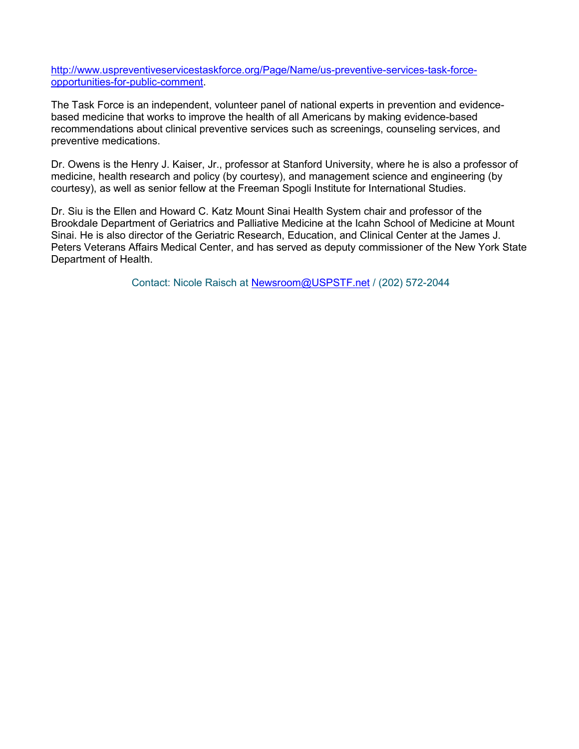[http://www.uspreventiveservicestaskforce.org/Page/Name/us-preventive-services-task-force-opportunities-for-public-comment](http://www.uspreventiveservicestaskforce.org/Page/Name/us-preventive-services-task-force-opportunities-for-public-comment).

The Task Force is an independent, volunteer panel of national experts in prevention and evidence-based medicine that works to improve the health of all Americans by making evidence-based recommendations about clinical preventive services such as screenings, counseling services, and preventive medications.

Dr. Owens is the Henry J. Kaiser, Jr., professor at Stanford University, where he is also a professor of medicine, health research and policy (by courtesy), and management science and engineering (by courtesy), as well as senior fellow at the Freeman Spogli Institute for International Studies.

Dr. Siu is the Ellen and Howard C. Katz Mount Sinai Health System chair and professor of the Brookdale Department of Geriatrics and Palliative Medicine at the Icahn School of Medicine at Mount Sinai. He is also director of the Geriatric Research, Education, and Clinical Center at the James J. Peters Veterans Affairs Medical Center, and has served as deputy commissioner of the New York State Department of Health.

Contact: Nicole Raisch at [Newsroom@USPSTF.net](mailto:Newsroom@USPSTF.net) / (202) 572-2044